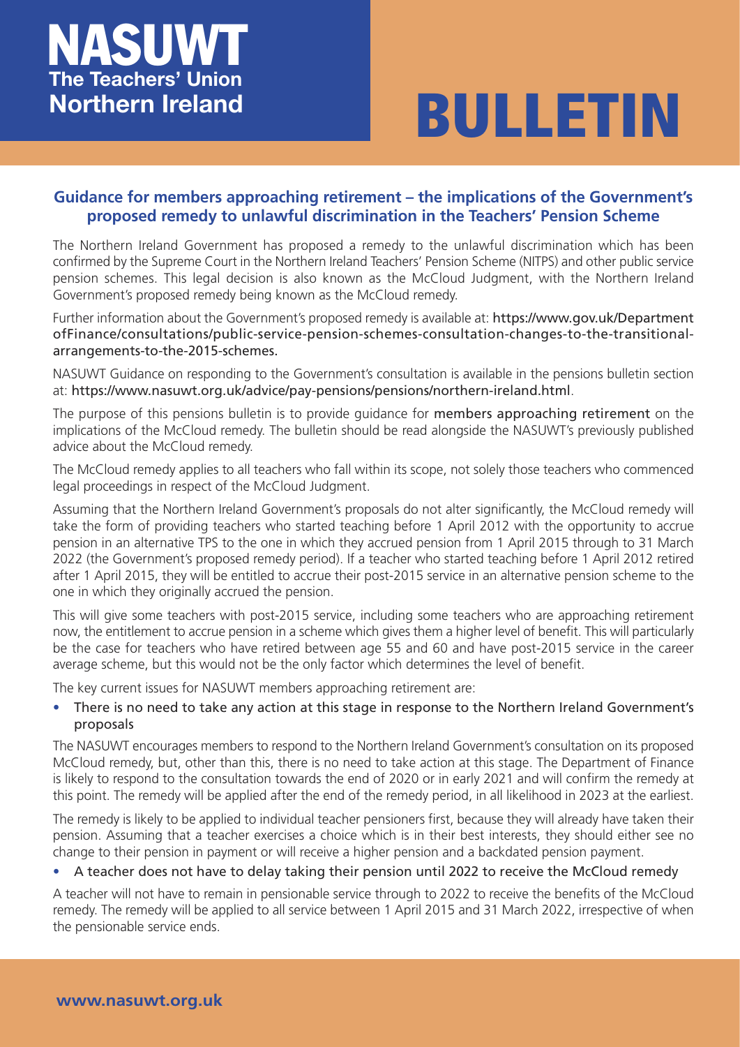# NASUWT
## The Teachers' Union
## Northern Ireland

# BULLETIN

## Guidance for members approaching retirement – the implications of the Government's proposed remedy to unlawful discrimination in the Teachers' Pension Scheme

The Northern Ireland Government has proposed a remedy to the unlawful discrimination which has been confirmed by the Supreme Court in the Northern Ireland Teachers' Pension Scheme (NITPS) and other public service pension schemes. This legal decision is also known as the McCloud Judgment, with the Northern Ireland Government's proposed remedy being known as the McCloud remedy.

Further information about the Government's proposed remedy is available at: **https://www.gov.uk/DepartmentofFinance/consultations/public-service-pension-schemes-consultation-changes-to-the-transitional-arrangements-to-the-2015-schemes.**

NASUWT Guidance on responding to the Government's consultation is available in the pensions bulletin section at: **https://www.nasuwt.org.uk/advice/pay-pensions/pensions/northern-ireland.html**.

The purpose of this pensions bulletin is to provide guidance for members approaching retirement on the implications of the McCloud remedy. The bulletin should be read alongside the NASUWT's previously published advice about the McCloud remedy.

The McCloud remedy applies to all teachers who fall within its scope, not solely those teachers who commenced legal proceedings in respect of the McCloud Judgment.

Assuming that the Northern Ireland Government's proposals do not alter significantly, the McCloud remedy will take the form of providing teachers who started teaching before 1 April 2012 with the opportunity to accrue pension in an alternative TPS to the one in which they accrued pension from 1 April 2015 through to 31 March 2022 (the Government's proposed remedy period). If a teacher who started teaching before 1 April 2012 retired after 1 April 2015, they will be entitled to accrue their post-2015 service in an alternative pension scheme to the one in which they originally accrued the pension.

This will give some teachers with post-2015 service, including some teachers who are approaching retirement now, the entitlement to accrue pension in a scheme which gives them a higher level of benefit. This will particularly be the case for teachers who have retired between age 55 and 60 and have post-2015 service in the career average scheme, but this would not be the only factor which determines the level of benefit.

The key current issues for NASUWT members approaching retirement are:

- **There is no need to take any action at this stage in response to the Northern Ireland Government's proposals**

The NASUWT encourages members to respond to the Northern Ireland Government's consultation on its proposed McCloud remedy, but, other than this, there is no need to take action at this stage. The Department of Finance is likely to respond to the consultation towards the end of 2020 or in early 2021 and will confirm the remedy at this point. The remedy will be applied after the end of the remedy period, in all likelihood in 2023 at the earliest.

The remedy is likely to be applied to individual teacher pensioners first, because they will already have taken their pension. Assuming that a teacher exercises a choice which is in their best interests, they should either see no change to their pension in payment or will receive a higher pension and a backdated pension payment.

- **A teacher does not have to delay taking their pension until 2022 to receive the McCloud remedy**

A teacher will not have to remain in pensionable service through to 2022 to receive the benefits of the McCloud remedy. The remedy will be applied to all service between 1 April 2015 and 31 March 2022, irrespective of when the pensionable service ends.

**www.nasuwt.org.uk**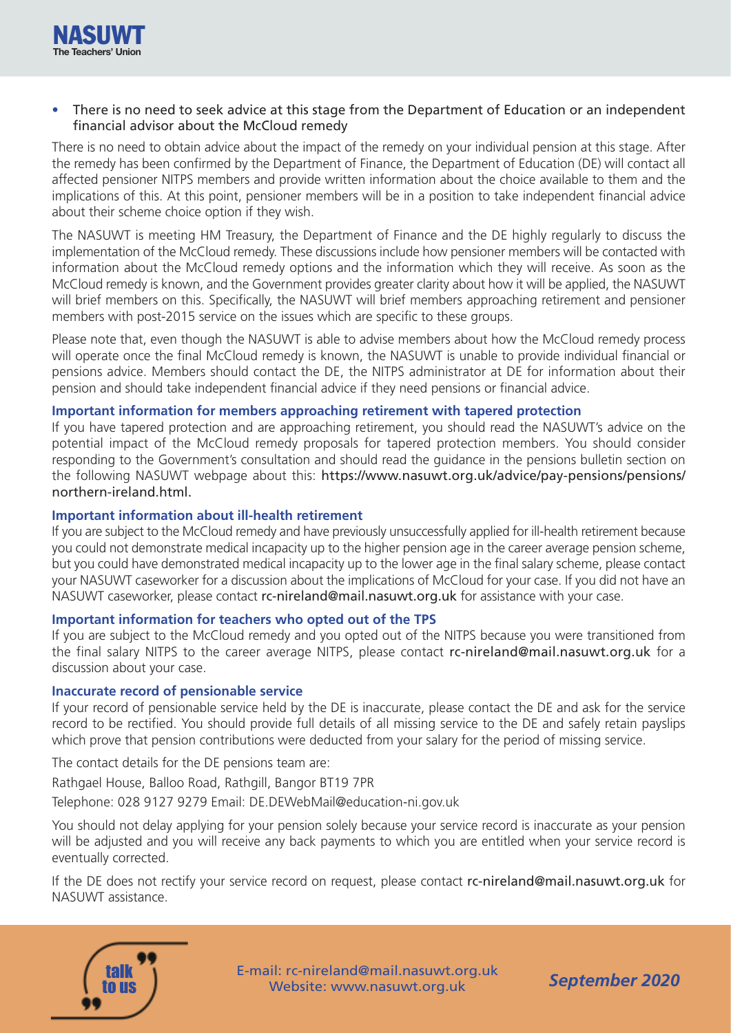- There is no need to seek advice at this stage from the Department of Education or an independent financial advisor about the McCloud remedy

There is no need to obtain advice about the impact of the remedy on your individual pension at this stage. After the remedy has been confirmed by the Department of Finance, the Department of Education (DE) will contact all affected pensioner NITPS members and provide written information about the choice available to them and the implications of this. At this point, pensioner members will be in a position to take independent financial advice about their scheme choice option if they wish.

The NASUWT is meeting HM Treasury, the Department of Finance and the DE highly regularly to discuss the implementation of the McCloud remedy. These discussions include how pensioner members will be contacted with information about the McCloud remedy options and the information which they will receive. As soon as the McCloud remedy is known, and the Government provides greater clarity about how it will be applied, the NASUWT will brief members on this. Specifically, the NASUWT will brief members approaching retirement and pensioner members with post-2015 service on the issues which are specific to these groups.

Please note that, even though the NASUWT is able to advise members about how the McCloud remedy process will operate once the final McCloud remedy is known, the NASUWT is unable to provide individual financial or pensions advice. Members should contact the DE, the NITPS administrator at DE for information about their pension and should take independent financial advice if they need pensions or financial advice.

### Important information for members approaching retirement with tapered protection

If you have tapered protection and are approaching retirement, you should read the NASUWT's advice on the potential impact of the McCloud remedy proposals for tapered protection members. You should consider responding to the Government's consultation and should read the guidance in the pensions bulletin section on the following NASUWT webpage about this: https://www.nasuwt.org.uk/advice/pay-pensions/pensions/northern-ireland.html.

### Important information about ill-health retirement

If you are subject to the McCloud remedy and have previously unsuccessfully applied for ill-health retirement because you could not demonstrate medical incapacity up to the higher pension age in the career average pension scheme, but you could have demonstrated medical incapacity up to the lower age in the final salary scheme, please contact your NASUWT caseworker for a discussion about the implications of McCloud for your case. If you did not have an NASUWT caseworker, please contact rc-nireland@mail.nasuwt.org.uk for assistance with your case.

### Important information for teachers who opted out of the TPS

If you are subject to the McCloud remedy and you opted out of the NITPS because you were transitioned from the final salary NITPS to the career average NITPS, please contact rc-nireland@mail.nasuwt.org.uk for a discussion about your case.

### Inaccurate record of pensionable service

If your record of pensionable service held by the DE is inaccurate, please contact the DE and ask for the service record to be rectified. You should provide full details of all missing service to the DE and safely retain payslips which prove that pension contributions were deducted from your salary for the period of missing service.

The contact details for the DE pensions team are:

Rathgael House, Balloo Road, Rathgill, Bangor BT19 7PR

Telephone: 028 9127 9279 Email: DE.DEWebMail@education-ni.gov.uk

You should not delay applying for your pension solely because your service record is inaccurate as your pension will be adjusted and you will receive any back payments to which you are entitled when your service record is eventually corrected.

If the DE does not rectify your service record on request, please contact rc-nireland@mail.nasuwt.org.uk for NASUWT assistance.

talk to us

E-mail: rc-nireland@mail.nasuwt.org.uk
Website: www.nasuwt.org.uk

*September 2020*